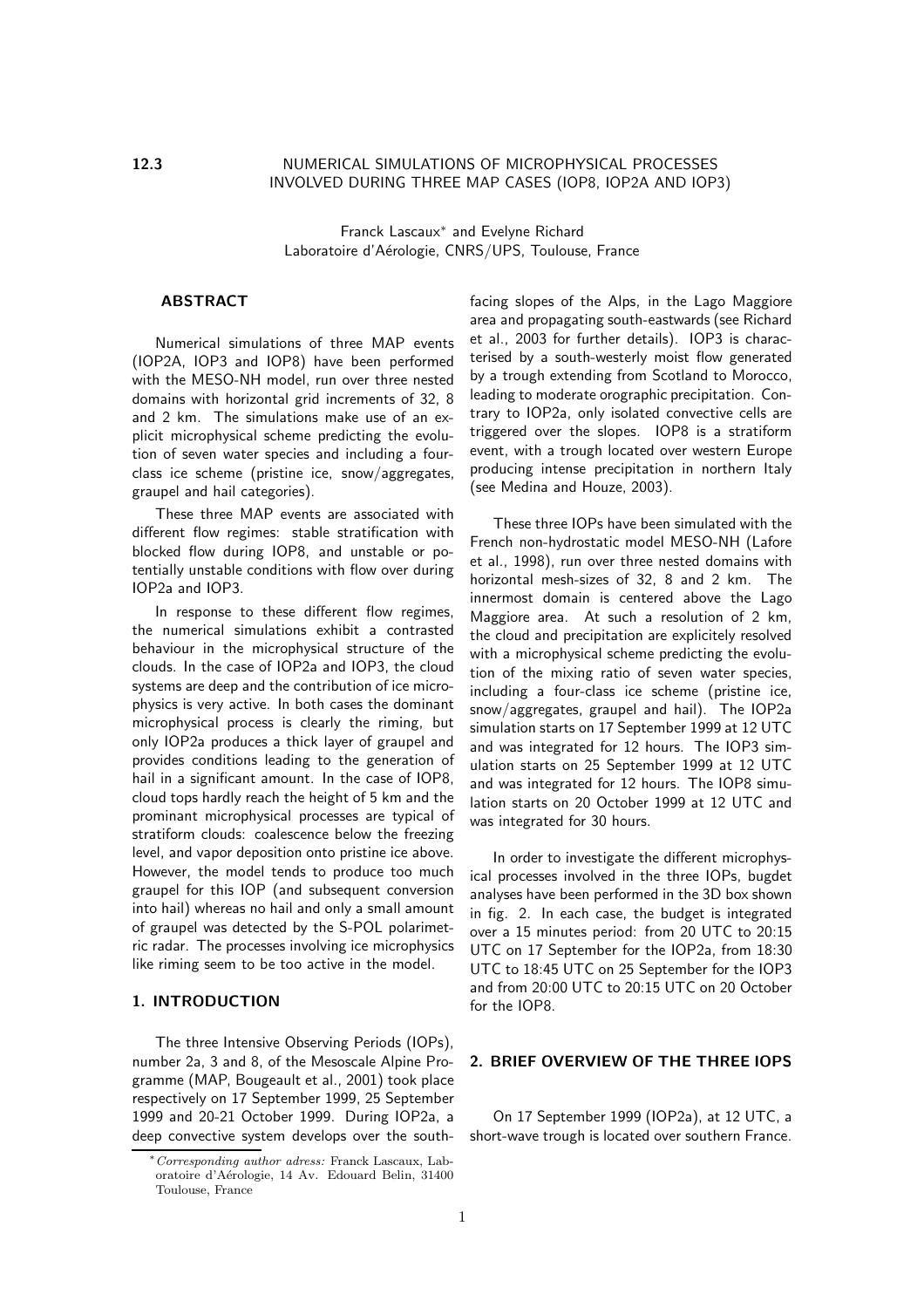**12.3** NUMERICAL SIMULATIONS OF MICROPHYSICAL PROCESSES INVOLVED DURING THREE MAP CASES (IOP8, IOP2A AND IOP3)

Franck Lascaux* and Evelyne Richard
Laboratoire d'Aérologie, CNRS/UPS, Toulouse, France

## ABSTRACT

Numerical simulations of three MAP events (IOP2A, IOP3 and IOP8) have been performed with the MESO-NH model, run over three nested domains with horizontal grid increments of 32, 8 and 2 km. The simulations make use of an explicit microphysical scheme predicting the evolution of seven water species and including a four-class ice scheme (pristine ice, snow/aggregates, graupel and hail categories).

These three MAP events are associated with different flow regimes: stable stratification with blocked flow during IOP8, and unstable or potentially unstable conditions with flow over during IOP2a and IOP3.

In response to these different flow regimes, the numerical simulations exhibit a contrasted behaviour in the microphysical structure of the clouds. In the case of IOP2a and IOP3, the cloud systems are deep and the contribution of ice microphysics is very active. In both cases the dominant microphysical process is clearly the riming, but only IOP2a produces a thick layer of graupel and provides conditions leading to the generation of hail in a significant amount. In the case of IOP8, cloud tops hardly reach the height of 5 km and the prominant microphysical processes are typical of stratiform clouds: coalescence below the freezing level, and vapor deposition onto pristine ice above. However, the model tends to produce too much graupel for this IOP (and subsequent conversion into hail) whereas no hail and only a small amount of graupel was detected by the S-POL polarimetric radar. The processes involving ice microphysics like riming seem to be too active in the model.

## 1. INTRODUCTION

The three Intensive Observing Periods (IOPs), number 2a, 3 and 8, of the Mesoscale Alpine Programme (MAP, Bougeault et al., 2001) took place respectively on 17 September 1999, 25 September 1999 and 20-21 October 1999. During IOP2a, a deep convective system develops over the south-facing slopes of the Alps, in the Lago Maggiore area and propagating south-eastwards (see Richard et al., 2003 for further details). IOP3 is characterised by a south-westerly moist flow generated by a trough extending from Scotland to Morocco, leading to moderate orographic precipitation. Contrary to IOP2a, only isolated convective cells are triggered over the slopes. IOP8 is a stratiform event, with a trough located over western Europe producing intense precipitation in northern Italy (see Medina and Houze, 2003).

These three IOPs have been simulated with the French non-hydrostatic model MESO-NH (Lafore et al., 1998), run over three nested domains with horizontal mesh-sizes of 32, 8 and 2 km. The innermost domain is centered above the Lago Maggiore area. At such a resolution of 2 km, the cloud and precipitation are explicitely resolved with a microphysical scheme predicting the evolution of the mixing ratio of seven water species, including a four-class ice scheme (pristine ice, snow/aggregates, graupel and hail). The IOP2a simulation starts on 17 September 1999 at 12 UTC and was integrated for 12 hours. The IOP3 simulation starts on 25 September 1999 at 12 UTC and was integrated for 12 hours. The IOP8 simulation starts on 20 October 1999 at 12 UTC and was integrated for 30 hours.

In order to investigate the different microphysical processes involved in the three IOPs, bugdet analyses have been performed in the 3D box shown in fig. 2. In each case, the budget is integrated over a 15 minutes period: from 20 UTC to 20:15 UTC on 17 September for the IOP2a, from 18:30 UTC to 18:45 UTC on 25 September for the IOP3 and from 20:00 UTC to 20:15 UTC on 20 October for the IOP8.

## 2. BRIEF OVERVIEW OF THE THREE IOPS

On 17 September 1999 (IOP2a), at 12 UTC, a short-wave trough is located over southern France.

*\*Corresponding author adress:* Franck Lascaux, Laboratoire d'Aérologie, 14 Av. Edouard Belin, 31400 Toulouse, France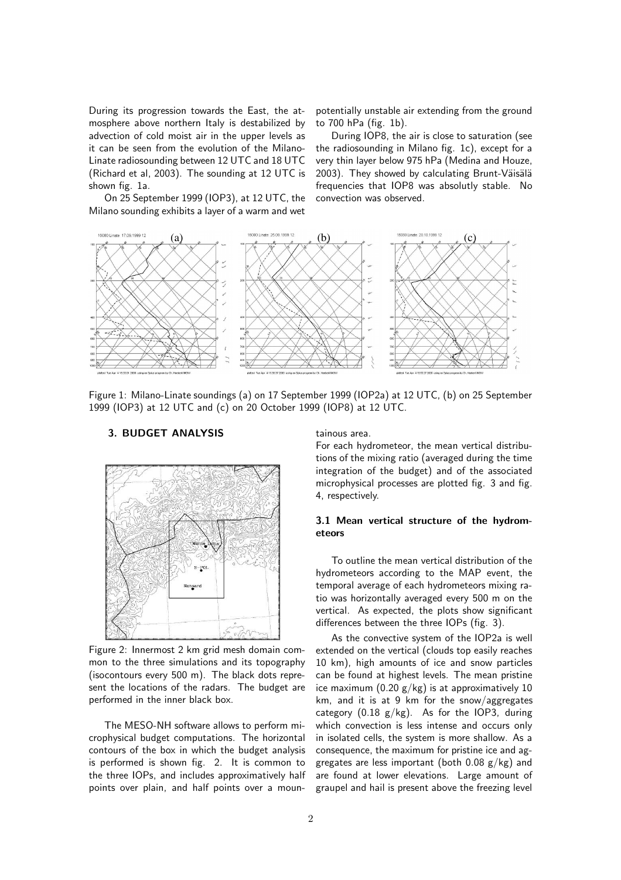During its progression towards the East, the atmosphere above northern Italy is destabilized by advection of cold moist air in the upper levels as it can be seen from the evolution of the Milano-Linate radiosounding between 12 UTC and 18 UTC (Richard et al, 2003). The sounding at 12 UTC is shown fig. 1a.

On 25 September 1999 (IOP3), at 12 UTC, the Milano sounding exhibits a layer of a warm and wet potentially unstable air extending from the ground to 700 hPa (fig. 1b).

During IOP8, the air is close to saturation (see the radiosounding in Milano fig. 1c), except for a very thin layer below 975 hPa (Medina and Houze, 2003). They showed by calculating Brunt-Väisälä frequencies that IOP8 was absolutly stable. No convection was observed.

Figure 1: Milano-Linate soundings (a) on 17 September 1999 (IOP2a) at 12 UTC, (b) on 25 September 1999 (IOP3) at 12 UTC and (c) on 20 October 1999 (IOP8) at 12 UTC.

## 3. BUDGET ANALYSIS

Figure 2: Innermost 2 km grid mesh domain common to the three simulations and its topography (isocontours every 500 m). The black dots represent the locations of the radars. The budget are performed in the inner black box.

The MESO-NH software allows to perform microphysical budget computations. The horizontal contours of the box in which the budget analysis is performed is shown fig. 2. It is common to the three IOPs, and includes approximately half points over plain, and half points over a mountainous area.

For each hydrometeor, the mean vertical distributions of the mixing ratio (averaged during the time integration of the budget) and of the associated microphysical processes are plotted fig. 3 and fig. 4, respectively.

### 3.1 Mean vertical structure of the hydrometeors

To outline the mean vertical distribution of the hydrometeors according to the MAP event, the temporal average of each hydrometeors mixing ratio was horizontally averaged every 500 m on the vertical. As expected, the plots show significant differences between the three IOPs (fig. 3).

As the convective system of the IOP2a is well extended on the vertical (clouds top easily reaches 10 km), high amounts of ice and snow particles can be found at highest levels. The mean pristine ice maximum (0.20 g/kg) is at approximatively 10 km, and it is at 9 km for the snow/aggregates category (0.18 g/kg). As for the IOP3, during which convection is less intense and occurs only in isolated cells, the system is more shallow. As a consequence, the maximum for pristine ice and aggregates are less important (both 0.08 g/kg) and are found at lower elevations. Large amount of graupel and hail is present above the freezing level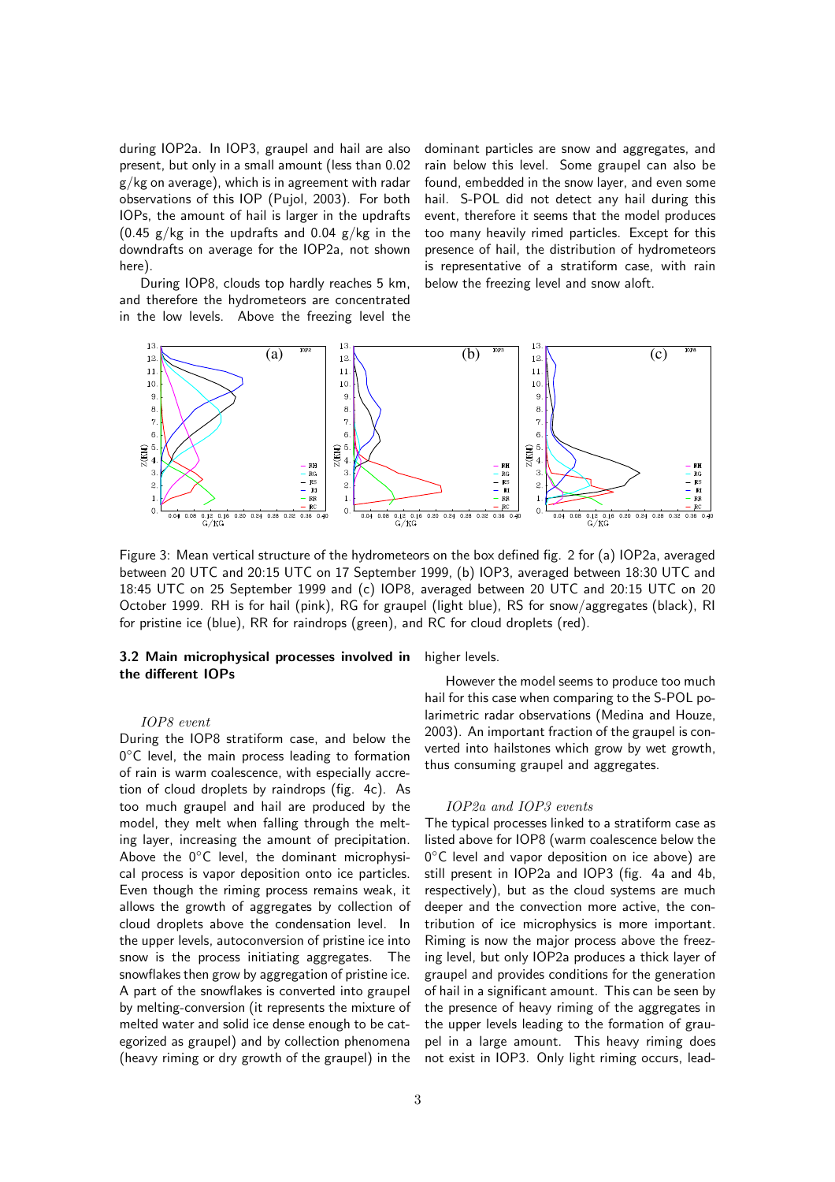during IOP2a. In IOP3, graupel and hail are also present, but only in a small amount (less than 0.02 g/kg on average), which is in agreement with radar observations of this IOP (Pujol, 2003). For both IOPs, the amount of hail is larger in the updrafts (0.45 g/kg in the updrafts and 0.04 g/kg in the downdrafts on average for the IOP2a, not shown here).

During IOP8, clouds top hardly reaches 5 km, and therefore the hydrometeors are concentrated in the low levels. Above the freezing level the dominant particles are snow and aggregates, and rain below this level. Some graupel can also be found, embedded in the snow layer, and even some hail. S-POL did not detect any hail during this event, therefore it seems that the model produces too many heavily rimed particles. Except for this presence of hail, the distribution of hydrometeors is representative of a stratiform case, with rain below the freezing level and snow aloft.

Figure 3: Mean vertical structure of the hydrometeors on the box defined fig. 2 for (a) IOP2a, averaged between 20 UTC and 20:15 UTC on 17 September 1999, (b) IOP3, averaged between 18:30 UTC and 18:45 UTC on 25 September 1999 and (c) IOP8, averaged between 20 UTC and 20:15 UTC on 20 October 1999. RH is for hail (pink), RG for graupel (light blue), RS for snow/aggregates (black), RI for pristine ice (blue), RR for raindrops (green), and RC for cloud droplets (red).

### 3.2 Main microphysical processes involved in the different IOPs

*IOP8 event*

During the IOP8 stratiform case, and below the 0°C level, the main process leading to formation of rain is warm coalescence, with especially accretion of cloud droplets by raindrops (fig. 4c). As too much graupel and hail are produced by the model, they melt when falling through the melting layer, increasing the amount of precipitation. Above the 0°C level, the dominant microphysical process is vapor deposition onto ice particles. Even though the riming process remains weak, it allows the growth of aggregates by collection of cloud droplets above the condensation level. In the upper levels, autoconversion of pristine ice into snow is the process initiating aggregates. The snowflakes then grow by aggregation of pristine ice. A part of the snowflakes is converted into graupel by melting-conversion (it represents the mixture of melted water and solid ice dense enough to be categorized as graupel) and by collection phenomena (heavy riming or dry growth of the graupel) in the higher levels.

However the model seems to produce too much hail for this case when comparing to the S-POL polarimetric radar observations (Medina and Houze, 2003). An important fraction of the graupel is converted into hailstones which grow by wet growth, thus consuming graupel and aggregates.

*IOP2a and IOP3 events*

The typical processes linked to a stratiform case as listed above for IOP8 (warm coalescence below the 0°C level and vapor deposition on ice above) are still present in IOP2a and IOP3 (fig. 4a and 4b, respectively), but as the cloud systems are much deeper and the convection more active, the contribution of ice microphysics is more important. Riming is now the major process above the freezing level, but only IOP2a produces a thick layer of graupel and provides conditions for the generation of hail in a significant amount. This can be seen by the presence of heavy riming of the aggregates in the upper levels leading to the formation of graupel in a large amount. This heavy riming does not exist in IOP3. Only light riming occurs, lead-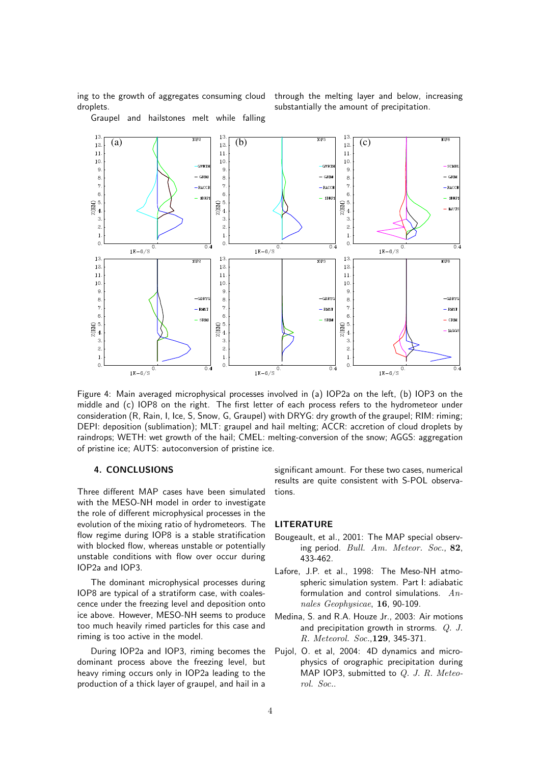ing to the growth of aggregates consuming cloud droplets.

Graupel and hailstones melt while falling through the melting layer and below, increasing substantially the amount of precipitation.

Figure 4: Main averaged microphysical processes involved in (a) IOP2a on the left, (b) IOP3 on the middle and (c) IOP8 on the right. The first letter of each process refers to the hydrometeor under consideration (R, Rain, I, Ice, S, Snow, G, Graupel) with DRYG: dry growth of the graupel; RIM: riming; DEPI: deposition (sublimation); MLT: graupel and hail melting; ACCR: accretion of cloud droplets by raindrops; WETH: wet growth of the hail; CMEL: melting-conversion of the snow; AGGS: aggregation of pristine ice; AUTS: autoconversion of pristine ice.

## 4. CONCLUSIONS

Three different MAP cases have been simulated with the MESO-NH model in order to investigate the role of different microphysical processes in the evolution of the mixing ratio of hydrometeors. The flow regime during IOP8 is a stable stratification with blocked flow, whereas unstable or potentially unstable conditions with flow over occur during IOP2a and IOP3.

The dominant microphysical processes during IOP8 are typical of a stratiform case, with coalescence under the freezing level and deposition onto ice above. However, MESO-NH seems to produce too much heavily rimed particles for this case and riming is too active in the model.

During IOP2a and IOP3, riming becomes the dominant process above the freezing level, but heavy riming occurs only in IOP2a leading to the production of a thick layer of graupel, and hail in a significant amount. For these two cases, numerical results are quite consistent with S-POL observations.

## LITERATURE

Bougeault, et al., 2001: The MAP special observing period. *Bull. Am. Meteor. Soc.*, **82**, 433-462.

Lafore, J.P. et al., 1998: The Meso-NH atmospheric simulation system. Part I: adiabatic formulation and control simulations. *Annales Geophysicae*, **16**, 90-109.

Medina, S. and R.A. Houze Jr., 2003: Air motions and precipitation growth in storms. *Q. J. R. Meteorol. Soc.*,**129**, 345-371.

Pujol, O. et al, 2004: 4D dynamics and microphysics of orographic precipitation during MAP IOP3, submitted to *Q. J. R. Meteorol. Soc.*.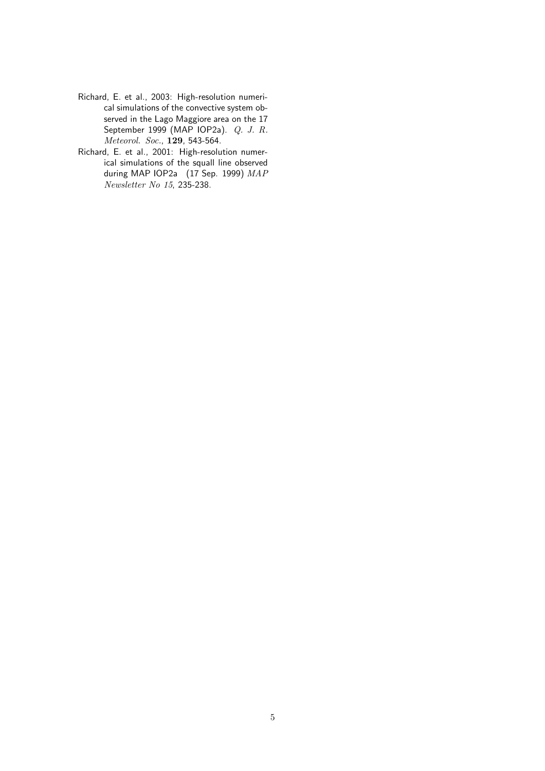Richard, E. et al., 2003: High-resolution numerical simulations of the convective system observed in the Lago Maggiore area on the 17 September 1999 (MAP IOP2a). *Q. J. R. Meteorol. Soc.*, **129**, 543-564.

Richard, E. et al., 2001: High-resolution numerical simulations of the squall line observed during MAP IOP2a (17 Sep. 1999) *MAP Newsletter No 15*, 235-238.